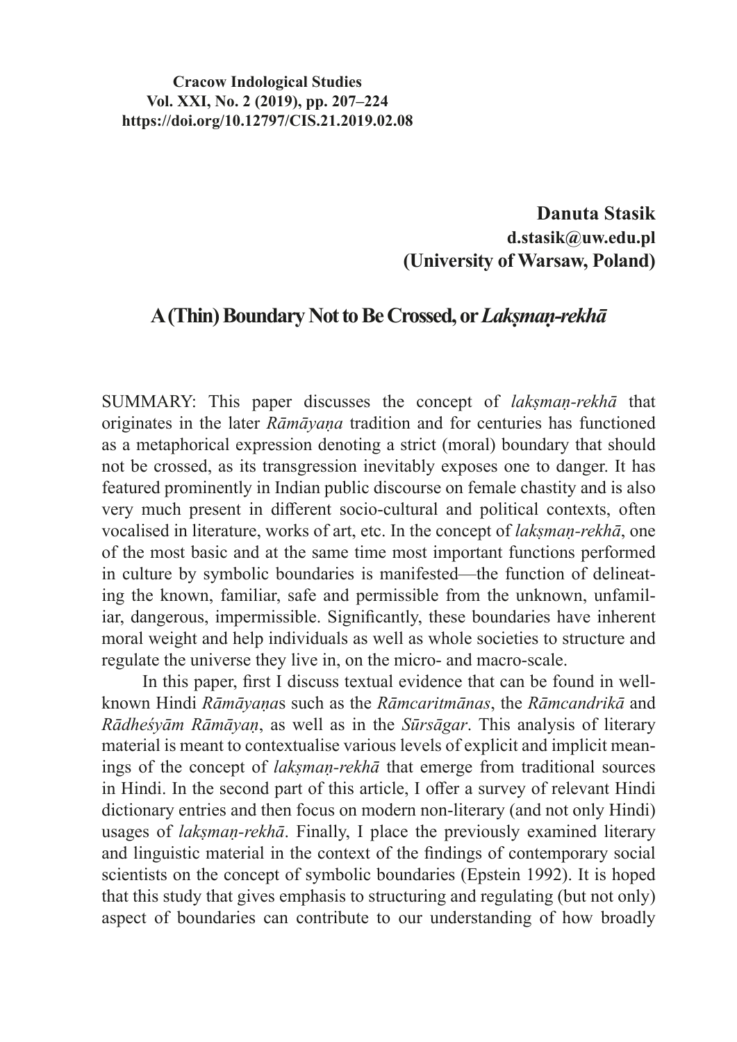**Cracow Indological Studies**
**Vol. XXI, No. 2 (2019), pp. 207–224**
**https://doi.org/10.12797/CIS.21.2019.02.08**

**Danuta Stasik**
**d.stasik@uw.edu.pl**
**(University of Warsaw, Poland)**

# A (Thin) Boundary Not to Be Crossed, or *Lakṣmaṇ-rekhā*

SUMMARY: This paper discusses the concept of *lakṣmaṇ-rekhā* that originates in the later *Rāmāyaṇa* tradition and for centuries has functioned as a metaphorical expression denoting a strict (moral) boundary that should not be crossed, as its transgression inevitably exposes one to danger. It has featured prominently in Indian public discourse on female chastity and is also very much present in different socio-cultural and political contexts, often vocalised in literature, works of art, etc. In the concept of *lakṣmaṇ-rekhā*, one of the most basic and at the same time most important functions performed in culture by symbolic boundaries is manifested—the function of delineating the known, familiar, safe and permissible from the unknown, unfamiliar, dangerous, impermissible. Significantly, these boundaries have inherent moral weight and help individuals as well as whole societies to structure and regulate the universe they live in, on the micro- and macro-scale.

In this paper, first I discuss textual evidence that can be found in well-known Hindi *Rāmāyaṇa*s such as the *Rāmcaritmānas*, the *Rāmcandrikā* and *Rādheśyām Rāmāyaṇ*, as well as in the *Sūrsāgar*. This analysis of literary material is meant to contextualise various levels of explicit and implicit meanings of the concept of *lakṣmaṇ-rekhā* that emerge from traditional sources in Hindi. In the second part of this article, I offer a survey of relevant Hindi dictionary entries and then focus on modern non-literary (and not only Hindi) usages of *lakṣmaṇ-rekhā*. Finally, I place the previously examined literary and linguistic material in the context of the findings of contemporary social scientists on the concept of symbolic boundaries (Epstein 1992). It is hoped that this study that gives emphasis to structuring and regulating (but not only) aspect of boundaries can contribute to our understanding of how broadly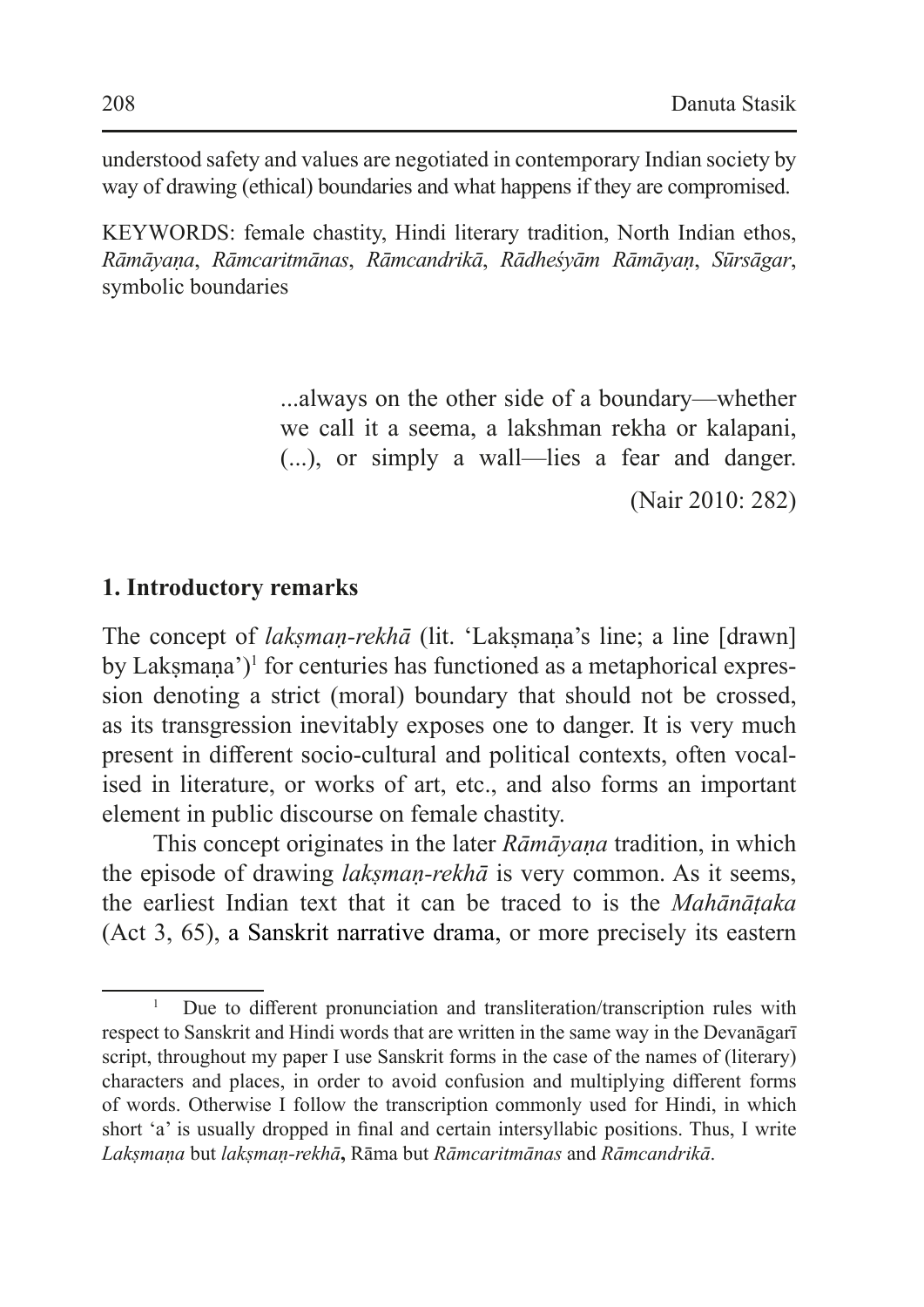understood safety and values are negotiated in contemporary Indian society by way of drawing (ethical) boundaries and what happens if they are compromised.

KEYWORDS: female chastity, Hindi literary tradition, North Indian ethos, *Rāmāyaṇa*, *Rāmcaritmānas*, *Rāmcandrikā*, *Rādheśyām Rāmāyaṇ*, *Sūrsāgar*, symbolic boundaries

> ...always on the other side of a boundary—whether we call it a seema, a lakshman rekha or kalapani, (...), or simply a wall—lies a fear and danger.
>
> (Nair 2010: 282)

## 1. Introductory remarks

The concept of *lakṣmaṇ-rekhā* (lit. 'Lakṣmaṇa's line; a line [drawn] by Lakṣmaṇa')[1] for centuries has functioned as a metaphorical expression denoting a strict (moral) boundary that should not be crossed, as its transgression inevitably exposes one to danger. It is very much present in different socio-cultural and political contexts, often vocalised in literature, or works of art, etc., and also forms an important element in public discourse on female chastity.

This concept originates in the later *Rāmāyaṇa* tradition, in which the episode of drawing *lakṣmaṇ-rekhā* is very common. As it seems, the earliest Indian text that it can be traced to is the *Mahānāṭaka* (Act 3, 65), a Sanskrit narrative drama, or more precisely its eastern

---

[1] Due to different pronunciation and transliteration/transcription rules with respect to Sanskrit and Hindi words that are written in the same way in the Devanāgarī script, throughout my paper I use Sanskrit forms in the case of the names of (literary) characters and places, in order to avoid confusion and multiplying different forms of words. Otherwise I follow the transcription commonly used for Hindi, in which short 'a' is usually dropped in final and certain intersyllabic positions. Thus, I write *Lakṣmaṇa* but *lakṣmaṇ-rekhā*, Rāma but *Rāmcaritmānas* and *Rāmcandrikā*.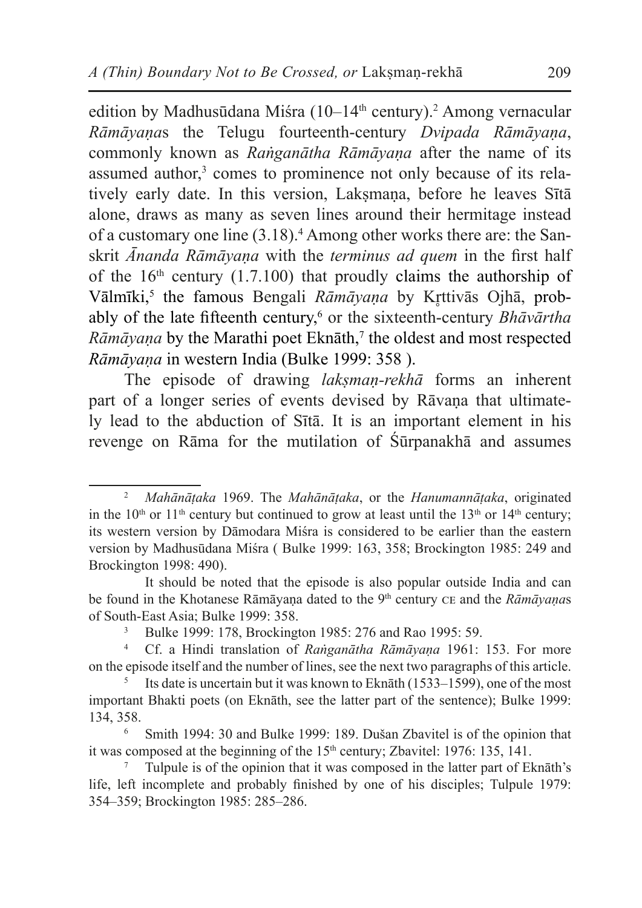edition by Madhusūdana Miśra (10–14th century).[2] Among vernacular *Rāmāyaṇa*s the Telugu fourteenth-century *Dvipada Rāmāyaṇa*, commonly known as *Raṅganātha Rāmāyaṇa* after the name of its assumed author,[3] comes to prominence not only because of its relatively early date. In this version, Lakṣmaṇa, before he leaves Sītā alone, draws as many as seven lines around their hermitage instead of a customary one line (3.18).[4] Among other works there are: the Sanskrit *Ānanda Rāmāyaṇa* with the *terminus ad quem* in the first half of the 16th century (1.7.100) that proudly claims the authorship of Vālmīki,[5] the famous Bengali *Rāmāyaṇa* by Kr̥ttivās Ojhā, probably of the late fifteenth century,[6] or the sixteenth-century *Bhāvārtha Rāmāyaṇa* by the Marathi poet Eknāth,[7] the oldest and most respected *Rāmāyaṇa* in western India (Bulke 1999: 358 ).

The episode of drawing *lakṣmaṇ-rekhā* forms an inherent part of a longer series of events devised by Rāvaṇa that ultimately lead to the abduction of Sītā. It is an important element in his revenge on Rāma for the mutilation of Śūrpanakhā and assumes

---

[2] *Mahānāṭaka* 1969. The *Mahānāṭaka*, or the *Hanumannāṭaka*, originated in the 10th or 11th century but continued to grow at least until the 13th or 14th century; its western version by Dāmodara Miśra is considered to be earlier than the eastern version by Madhusūdana Miśra ( Bulke 1999: 163, 358; Brockington 1985: 249 and Brockington 1998: 490).

It should be noted that the episode is also popular outside India and can be found in the Khotanese Rāmāyaṇa dated to the 9th century CE and the *Rāmāyaṇa*s of South-East Asia; Bulke 1999: 358.

[3] Bulke 1999: 178, Brockington 1985: 276 and Rao 1995: 59.

[4] Cf. a Hindi translation of *Raṅganātha Rāmāyaṇa* 1961: 153. For more on the episode itself and the number of lines, see the next two paragraphs of this article.

[5] Its date is uncertain but it was known to Eknāth (1533–1599), one of the most important Bhakti poets (on Eknāth, see the latter part of the sentence); Bulke 1999: 134, 358.

[6] Smith 1994: 30 and Bulke 1999: 189. Dušan Zbavitel is of the opinion that it was composed at the beginning of the 15th century; Zbavitel: 1976: 135, 141.

[7] Tulpule is of the opinion that it was composed in the latter part of Eknāth's life, left incomplete and probably finished by one of his disciples; Tulpule 1979: 354–359; Brockington 1985: 285–286.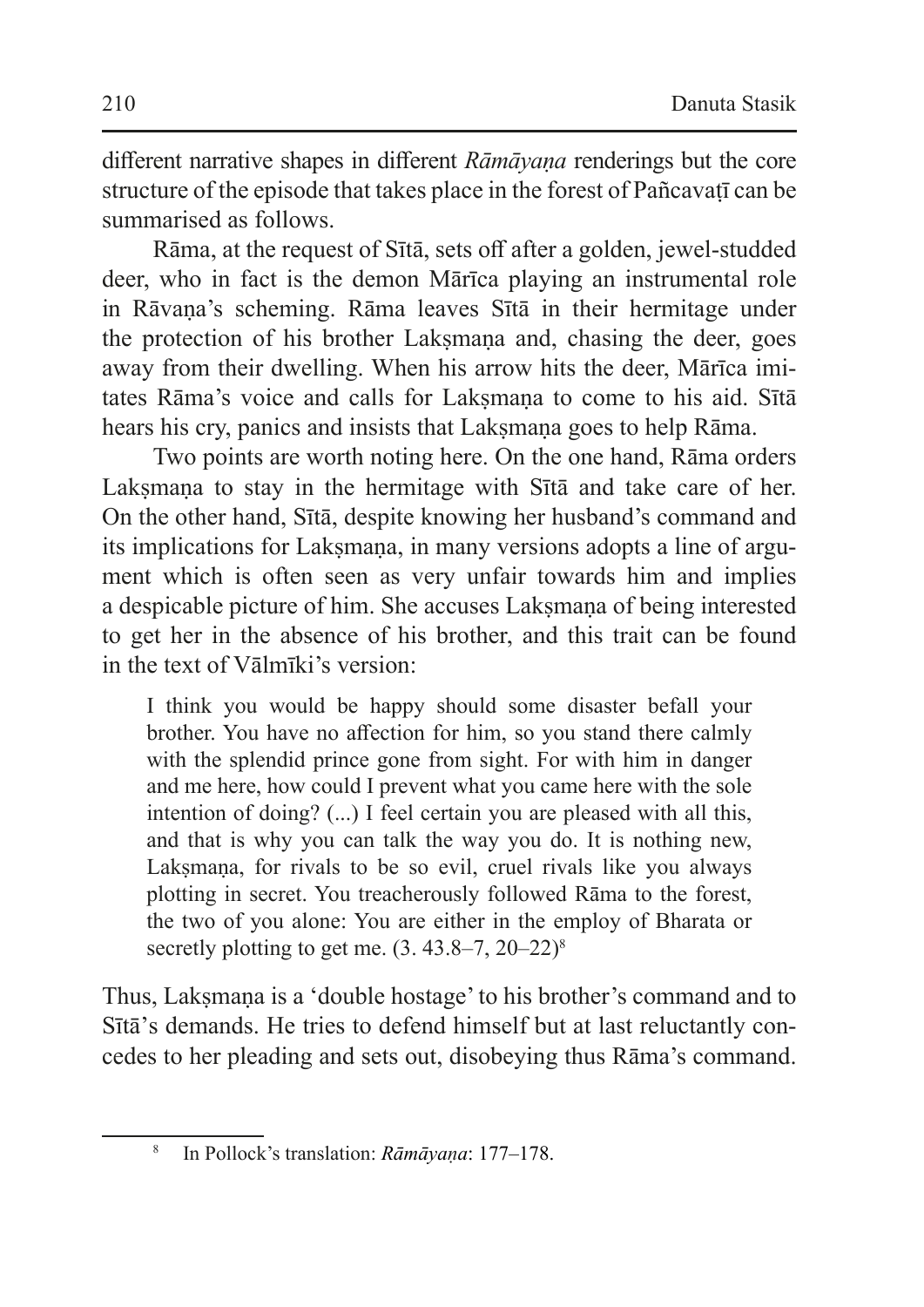different narrative shapes in different *Rāmāyaṇa* renderings but the core structure of the episode that takes place in the forest of Pañcavaṭī can be summarised as follows.

Rāma, at the request of Sītā, sets off after a golden, jewel-studded deer, who in fact is the demon Mārīca playing an instrumental role in Rāvaṇa's scheming. Rāma leaves Sītā in their hermitage under the protection of his brother Lakṣmaṇa and, chasing the deer, goes away from their dwelling. When his arrow hits the deer, Mārīca imitates Rāma's voice and calls for Lakṣmaṇa to come to his aid. Sītā hears his cry, panics and insists that Lakṣmaṇa goes to help Rāma.

Two points are worth noting here. On the one hand, Rāma orders Lakṣmaṇa to stay in the hermitage with Sītā and take care of her. On the other hand, Sītā, despite knowing her husband's command and its implications for Lakṣmaṇa, in many versions adopts a line of argument which is often seen as very unfair towards him and implies a despicable picture of him. She accuses Lakṣmaṇa of being interested to get her in the absence of his brother, and this trait can be found in the text of Vālmīki's version:

> I think you would be happy should some disaster befall your brother. You have no affection for him, so you stand there calmly with the splendid prince gone from sight. For with him in danger and me here, how could I prevent what you came here with the sole intention of doing? (...) I feel certain you are pleased with all this, and that is why you can talk the way you do. It is nothing new, Lakṣmaṇa, for rivals to be so evil, cruel rivals like you always plotting in secret. You treacherously followed Rāma to the forest, the two of you alone: You are either in the employ of Bharata or secretly plotting to get me. (3. 43.8–7, 20–22)[8]

Thus, Lakṣmaṇa is a 'double hostage' to his brother's command and to Sītā's demands. He tries to defend himself but at last reluctantly concedes to her pleading and sets out, disobeying thus Rāma's command.

[8] In Pollock's translation: *Rāmāyaṇa*: 177–178.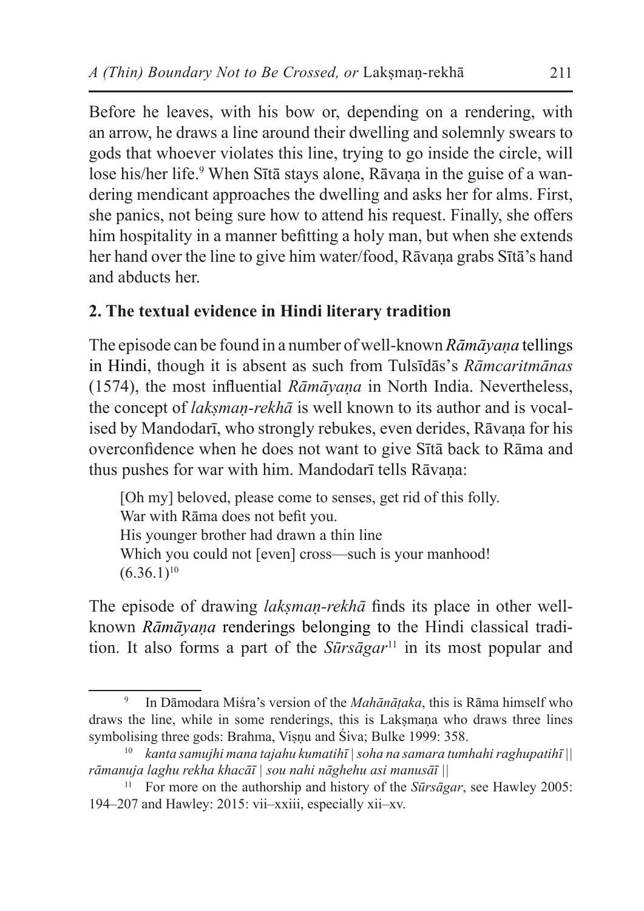Before he leaves, with his bow or, depending on a rendering, with an arrow, he draws a line around their dwelling and solemnly swears to gods that whoever violates this line, trying to go inside the circle, will lose his/her life.[9] When Sītā stays alone, Rāvaṇa in the guise of a wandering mendicant approaches the dwelling and asks her for alms. First, she panics, not being sure how to attend his request. Finally, she offers him hospitality in a manner befitting a holy man, but when she extends her hand over the line to give him water/food, Rāvaṇa grabs Sītā's hand and abducts her.

## 2. The textual evidence in Hindi literary tradition

The episode can be found in a number of well-known *Rāmāyaṇa* tellings in Hindi, though it is absent as such from Tulsīdās's *Rāmcaritmānas* (1574), the most influential *Rāmāyaṇa* in North India. Nevertheless, the concept of *lakṣmaṇ-rekhā* is well known to its author and is vocalised by Mandodarī, who strongly rebukes, even derides, Rāvaṇa for his overconfidence when he does not want to give Sītā back to Rāma and thus pushes for war with him. Mandodarī tells Rāvaṇa:

> [Oh my] beloved, please come to senses, get rid of this folly.
> War with Rāma does not befit you.
> His younger brother had drawn a thin line
> Which you could not [even] cross—such is your manhood!
> (6.36.1)[10]

The episode of drawing *lakṣmaṇ-rekhā* finds its place in other well-known *Rāmāyaṇa* renderings belonging to the Hindi classical tradition. It also forms a part of the *Sūrsāgar*[11] in its most popular and

---

[9] In Dāmodara Miśra's version of the *Mahānāṭaka*, this is Rāma himself who draws the line, while in some renderings, this is Lakṣmaṇa who draws three lines symbolising three gods: Brahma, Viṣṇu and Śiva; Bulke 1999: 358.

[10] *kanta samujhi mana tajahu kumatihī | soha na samara tumhahi raghupatihī || rāmanuja laghu rekha khacāī | sou nahi nāghehu asi manusāī ||*

[11] For more on the authorship and history of the *Sūrsāgar*, see Hawley 2005: 194–207 and Hawley: 2015: vii–xxiii, especially xii–xv.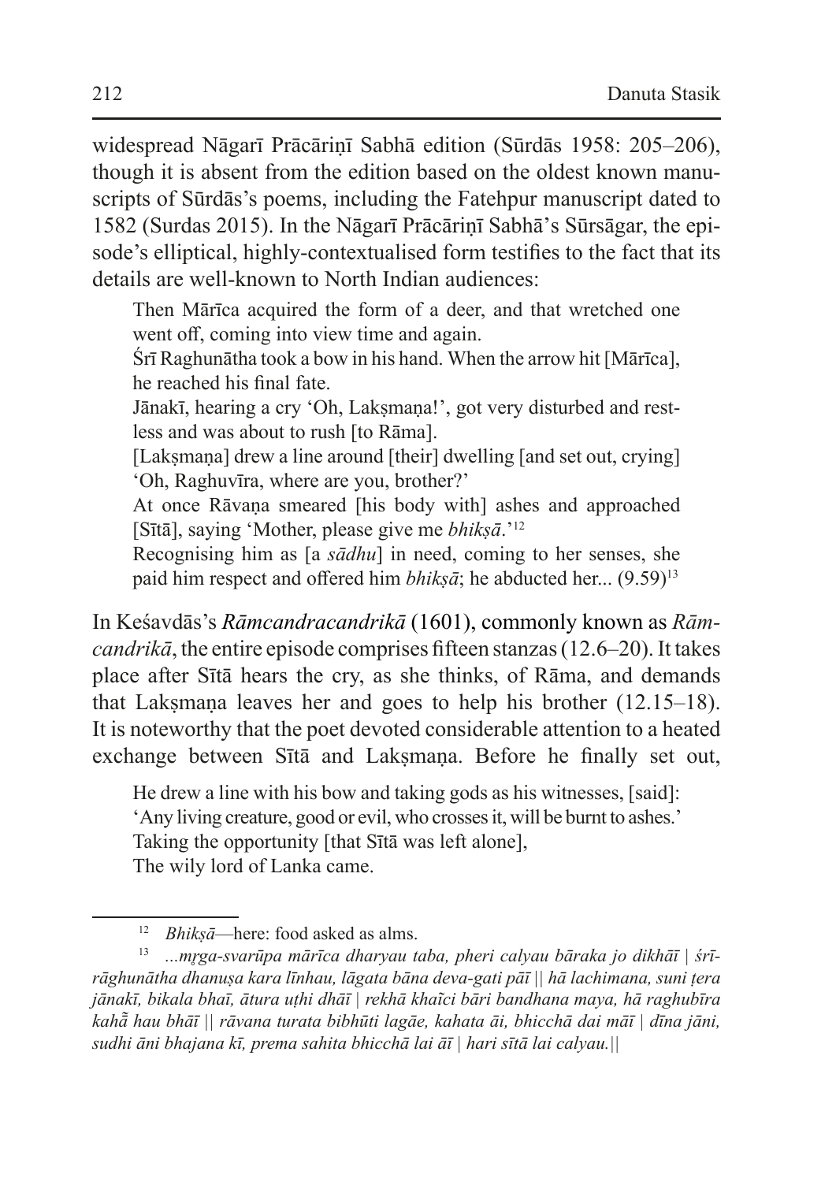widespread Nāgarī Prācāriṇī Sabhā edition (Sūrdās 1958: 205–206), though it is absent from the edition based on the oldest known manuscripts of Sūrdās's poems, including the Fatehpur manuscript dated to 1582 (Surdas 2015). In the Nāgarī Prācāriṇī Sabhā's Sūrsāgar, the episode's elliptical, highly-contextualised form testifies to the fact that its details are well-known to North Indian audiences:

> Then Mārīca acquired the form of a deer, and that wretched one went off, coming into view time and again.
> Śrī Raghunātha took a bow in his hand. When the arrow hit [Mārīca], he reached his final fate.
> Jānakī, hearing a cry 'Oh, Lakṣmaṇa!', got very disturbed and restless and was about to rush [to Rāma].
> [Lakṣmaṇa] drew a line around [their] dwelling [and set out, crying] 'Oh, Raghuvīra, where are you, brother?'
> At once Rāvaṇa smeared [his body with] ashes and approached [Sītā], saying 'Mother, please give me *bhikṣā*.'[12]
> Recognising him as [a *sādhu*] in need, coming to her senses, she paid him respect and offered him *bhikṣā*; he abducted her... (9.59)[13]

In Keśavdās's *Rāmcandracandrikā* (1601), commonly known as *Rāmcandrikā*, the entire episode comprises fifteen stanzas (12.6–20). It takes place after Sītā hears the cry, as she thinks, of Rāma, and demands that Lakṣmaṇa leaves her and goes to help his brother (12.15–18). It is noteworthy that the poet devoted considerable attention to a heated exchange between Sītā and Lakṣmaṇa. Before he finally set out,

> He drew a line with his bow and taking gods as his witnesses, [said]:
> 'Any living creature, good or evil, who crosses it, will be burnt to ashes.'
> Taking the opportunity [that Sītā was left alone],
> The wily lord of Lanka came.

---

[12] *Bhikṣā*—here: food asked as alms.

[13] *...mṛga-svarūpa mārīca dharyau taba, pheri calyau bāraka jo dikhāī | śrīrāghunātha dhanuṣa kara līnhau, lāgata bāna deva-gati pāī || hā lachimana, suni ṭera jānakī, bikala bhaī, ātura uṭhi dhāī | rekhā khaĩci bāri bandhana maya, hā raghubīra kahā̃ hau bhāī || rāvana turata bibhūti lagāe, kahata āi, bhicchā dai māī | dīna jāni, sudhi āni bhajana kī, prema sahita bhicchā lai āī | hari sītā lai calyau.||*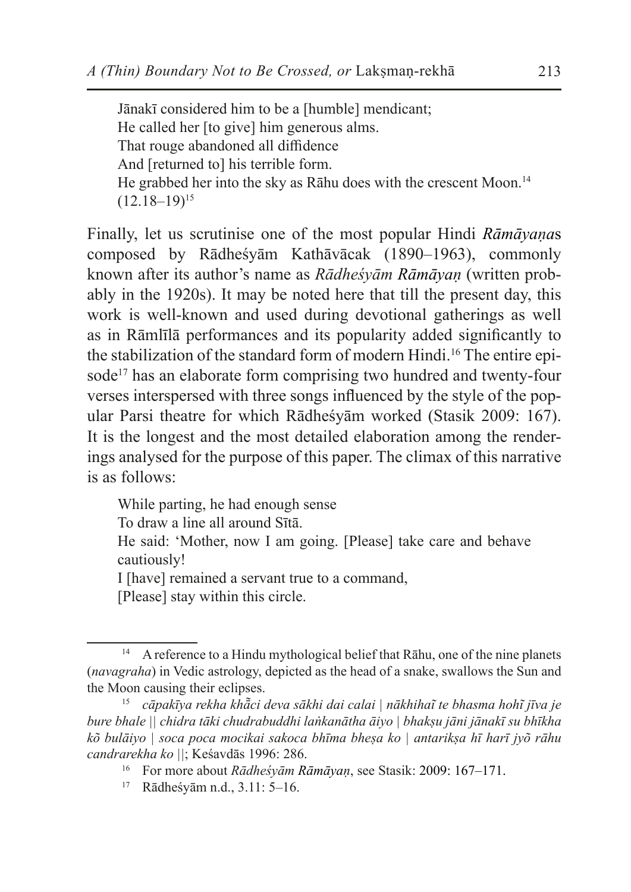> Jānakī considered him to be a [humble] mendicant;
> He called her [to give] him generous alms.
> That rouge abandoned all diffidence
> And [returned to] his terrible form.
> He grabbed her into the sky as Rāhu does with the crescent Moon.[14]
> (12.18–19)[15]

Finally, let us scrutinise one of the most popular Hindi *Rāmāyaṇa*s composed by Rādheśyām Kathāvācak (1890–1963), commonly known after its author's name as *Rādheśyām Rāmāyaṇ* (written probably in the 1920s). It may be noted here that till the present day, this work is well-known and used during devotional gatherings as well as in Rāmlīlā performances and its popularity added significantly to the stabilization of the standard form of modern Hindi.[16] The entire episode[17] has an elaborate form comprising two hundred and twenty-four verses interspersed with three songs influenced by the style of the popular Parsi theatre for which Rādheśyām worked (Stasik 2009: 167). It is the longest and the most detailed elaboration among the renderings analysed for the purpose of this paper. The climax of this narrative is as follows:

> While parting, he had enough sense
> To draw a line all around Sītā.
> He said: 'Mother, now I am going. [Please] take care and behave cautiously!
> I [have] remained a servant true to a command,
> [Please] stay within this circle.

---

[14] A reference to a Hindu mythological belief that Rāhu, one of the nine planets (*navagraha*) in Vedic astrology, depicted as the head of a snake, swallows the Sun and the Moon causing their eclipses.

[15] *cāpakīya rekha khā̃ci deva sākhi dai calai | nākhihaĩ te bhasma hohĩ jīva je bure bhale || chidra tāki chudrabuddhi laṅkanātha āiyo | bhakṣu jāni jānakī su bhīkha kõ bulāiyo | soca poca mocikai sakoca bhīma bheṣa ko | antarikṣa hī harī jyõ rāhu candrarekha ko* ||; Keśavdās 1996: 286.

[16] For more about *Rādheśyām Rāmāyaṇ*, see Stasik: 2009: 167–171.

[17] Rādheśyām n.d., 3.11: 5–16.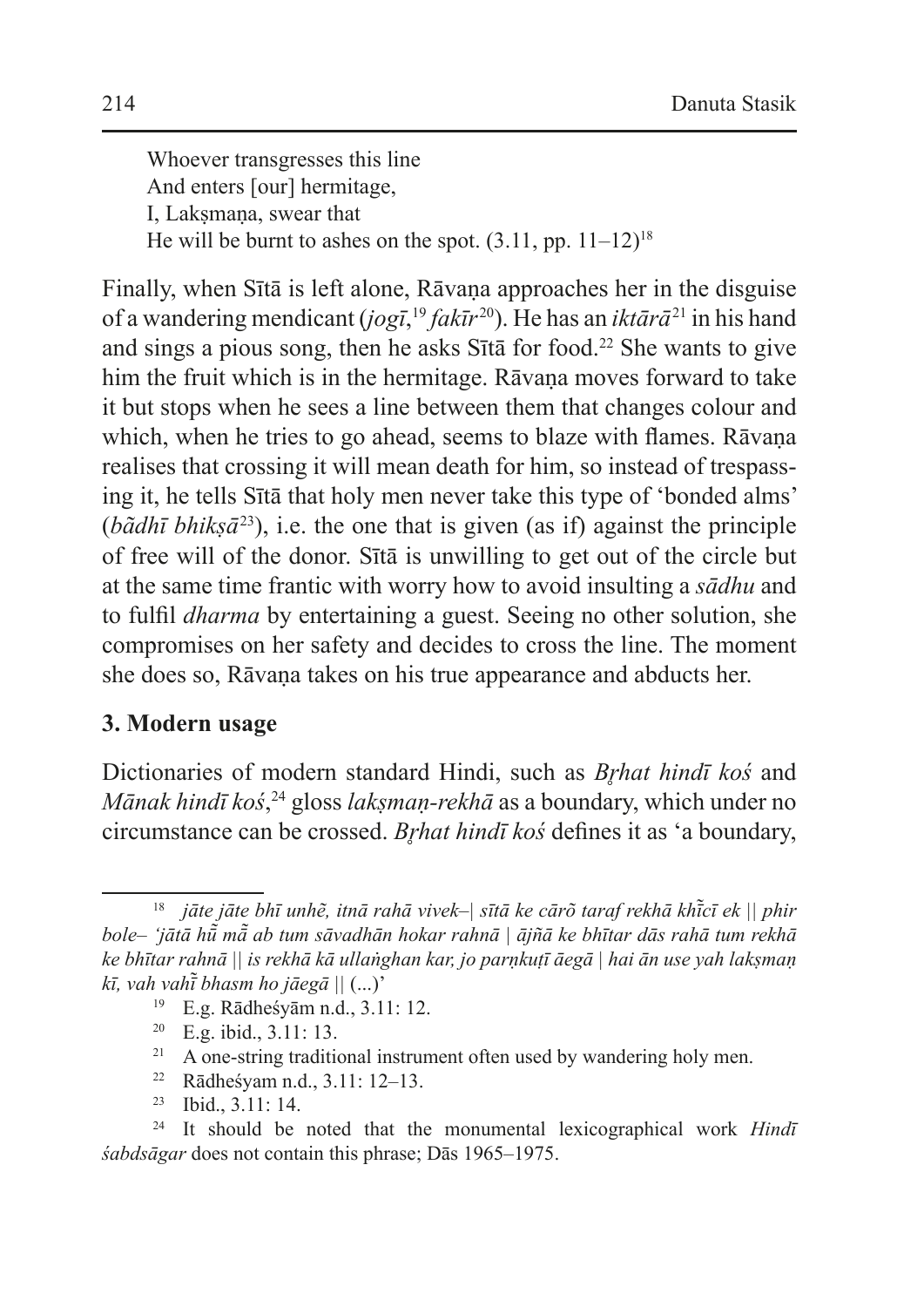Whoever transgresses this line  
And enters [our] hermitage,  
I, Lakṣmaṇa, swear that  
He will be burnt to ashes on the spot. (3.11, pp. 11–12)[18]

Finally, when Sītā is left alone, Rāvaṇa approaches her in the disguise of a wandering mendicant (*jogī*,[19] *fakīr*[20]). He has an *iktārā*[21] in his hand and sings a pious song, then he asks Sītā for food.[22] She wants to give him the fruit which is in the hermitage. Rāvaṇa moves forward to take it but stops when he sees a line between them that changes colour and which, when he tries to go ahead, seems to blaze with flames. Rāvaṇa realises that crossing it will mean death for him, so instead of trespassing it, he tells Sītā that holy men never take this type of 'bonded alms' (*bā̃dhī bhikṣā*[23]), i.e. the one that is given (as if) against the principle of free will of the donor. Sītā is unwilling to get out of the circle but at the same time frantic with worry how to avoid insulting a *sādhu* and to fulfil *dharma* by entertaining a guest. Seeing no other solution, she compromises on her safety and decides to cross the line. The moment she does so, Rāvaṇa takes on his true appearance and abducts her.

## 3. Modern usage

Dictionaries of modern standard Hindi, such as *Bṛhat hindī koś* and *Mānak hindī koś*,[24] gloss *lakṣmaṇ-rekhā* as a boundary, which under no circumstance can be crossed. *Bṛhat hindī koś* defines it as 'a boundary,

---

[18] *jāte jāte bhī unhẽ, itnā rahā vivek–| sītā ke cārõ taraf rekhā khī̃cī ek || phir bole– 'jātā hū̃ mā̃ ab tum sāvadhān hokar rahnā | ājñā ke bhītar dās rahā tum rekhā ke bhītar rahnā || is rekhā kā ullaṅghan kar, jo parṇkuṭī āegā | hai ān use yah lakṣmaṇ kī, vah vahī̃ bhasm ho jāegā ||* (...)'

[19] E.g. Rādheśyām n.d., 3.11: 12.

[20] E.g. ibid., 3.11: 13.

[21] A one-string traditional instrument often used by wandering holy men.

[22] Rādheśyam n.d., 3.11: 12–13.

[23] Ibid., 3.11: 14.

[24] It should be noted that the monumental lexicographical work *Hindī śabdsāgar* does not contain this phrase; Dās 1965–1975.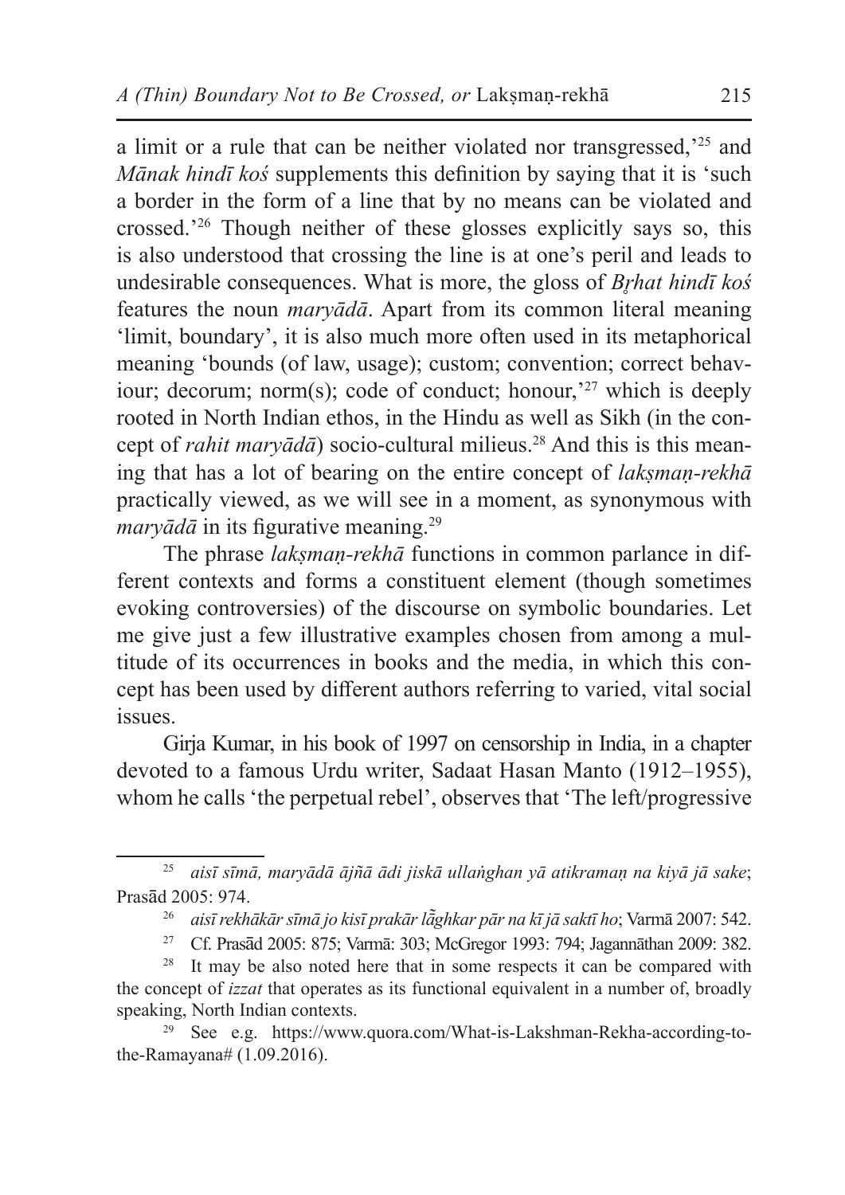a limit or a rule that can be neither violated nor transgressed,'[25] and *Mānak hindī koś* supplements this definition by saying that it is 'such a border in the form of a line that by no means can be violated and crossed.'[26] Though neither of these glosses explicitly says so, this is also understood that crossing the line is at one's peril and leads to undesirable consequences. What is more, the gloss of *Bṛhat hindī koś* features the noun *maryādā*. Apart from its common literal meaning 'limit, boundary', it is also much more often used in its metaphorical meaning 'bounds (of law, usage); custom; convention; correct behaviour; decorum; norm(s); code of conduct; honour,'[27] which is deeply rooted in North Indian ethos, in the Hindu as well as Sikh (in the concept of *rahit maryādā*) socio-cultural milieus.[28] And this is this meaning that has a lot of bearing on the entire concept of *lakṣmaṇ-rekhā* practically viewed, as we will see in a moment, as synonymous with *maryādā* in its figurative meaning.[29]

The phrase *lakṣmaṇ-rekhā* functions in common parlance in different contexts and forms a constituent element (though sometimes evoking controversies) of the discourse on symbolic boundaries. Let me give just a few illustrative examples chosen from among a multitude of its occurrences in books and the media, in which this concept has been used by different authors referring to varied, vital social issues.

Girja Kumar, in his book of 1997 on censorship in India, in a chapter devoted to a famous Urdu writer, Sadaat Hasan Manto (1912–1955), whom he calls 'the perpetual rebel', observes that 'The left/progressive

---

[25] *aisī sīmā, maryādā ājñā ādi jiskā ullaṅghan yā atikramaṇ na kiyā jā sake*; Prasād 2005: 974.

[26] *aisī rekhākār sīmā jo kisī prakār lā̃ghkar pār na kī jā saktī ho*; Varmā 2007: 542.

[27] Cf. Prasād 2005: 875; Varmā: 303; McGregor 1993: 794; Jagannāthan 2009: 382.

[28] It may be also noted here that in some respects it can be compared with the concept of *izzat* that operates as its functional equivalent in a number of, broadly speaking, North Indian contexts.

[29] See e.g. https://www.quora.com/What-is-Lakshman-Rekha-according-to-the-Ramayana# (1.09.2016).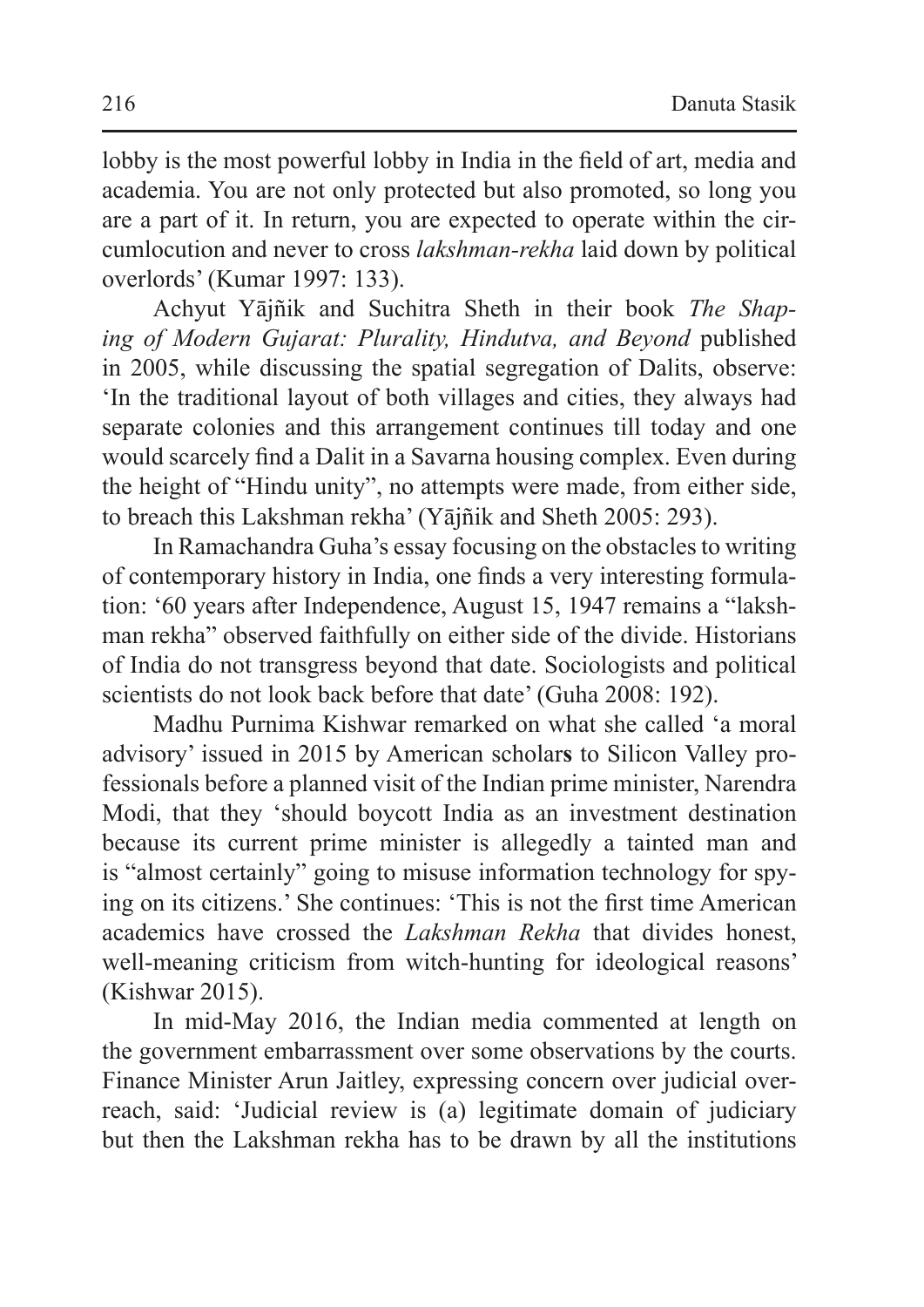lobby is the most powerful lobby in India in the field of art, media and academia. You are not only protected but also promoted, so long you are a part of it. In return, you are expected to operate within the circumlocution and never to cross *lakshman-rekha* laid down by political overlords' (Kumar 1997: 133).

Achyut Yājñik and Suchitra Sheth in their book *The Shaping of Modern Gujarat: Plurality, Hindutva, and Beyond* published in 2005, while discussing the spatial segregation of Dalits, observe: 'In the traditional layout of both villages and cities, they always had separate colonies and this arrangement continues till today and one would scarcely find a Dalit in a Savarna housing complex. Even during the height of "Hindu unity", no attempts were made, from either side, to breach this Lakshman rekha' (Yājñik and Sheth 2005: 293).

In Ramachandra Guha's essay focusing on the obstacles to writing of contemporary history in India, one finds a very interesting formulation: '60 years after Independence, August 15, 1947 remains a "lakshman rekha" observed faithfully on either side of the divide. Historians of India do not transgress beyond that date. Sociologists and political scientists do not look back before that date' (Guha 2008: 192).

Madhu Purnima Kishwar remarked on what she called 'a moral advisory' issued in 2015 by American scholar**s** to Silicon Valley professionals before a planned visit of the Indian prime minister, Narendra Modi, that they 'should boycott India as an investment destination because its current prime minister is allegedly a tainted man and is "almost certainly" going to misuse information technology for spying on its citizens.' She continues: 'This is not the first time American academics have crossed the *Lakshman Rekha* that divides honest, well-meaning criticism from witch-hunting for ideological reasons' (Kishwar 2015).

In mid-May 2016, the Indian media commented at length on the government embarrassment over some observations by the courts. Finance Minister Arun Jaitley, expressing concern over judicial overreach, said: 'Judicial review is (a) legitimate domain of judiciary but then the Lakshman rekha has to be drawn by all the institutions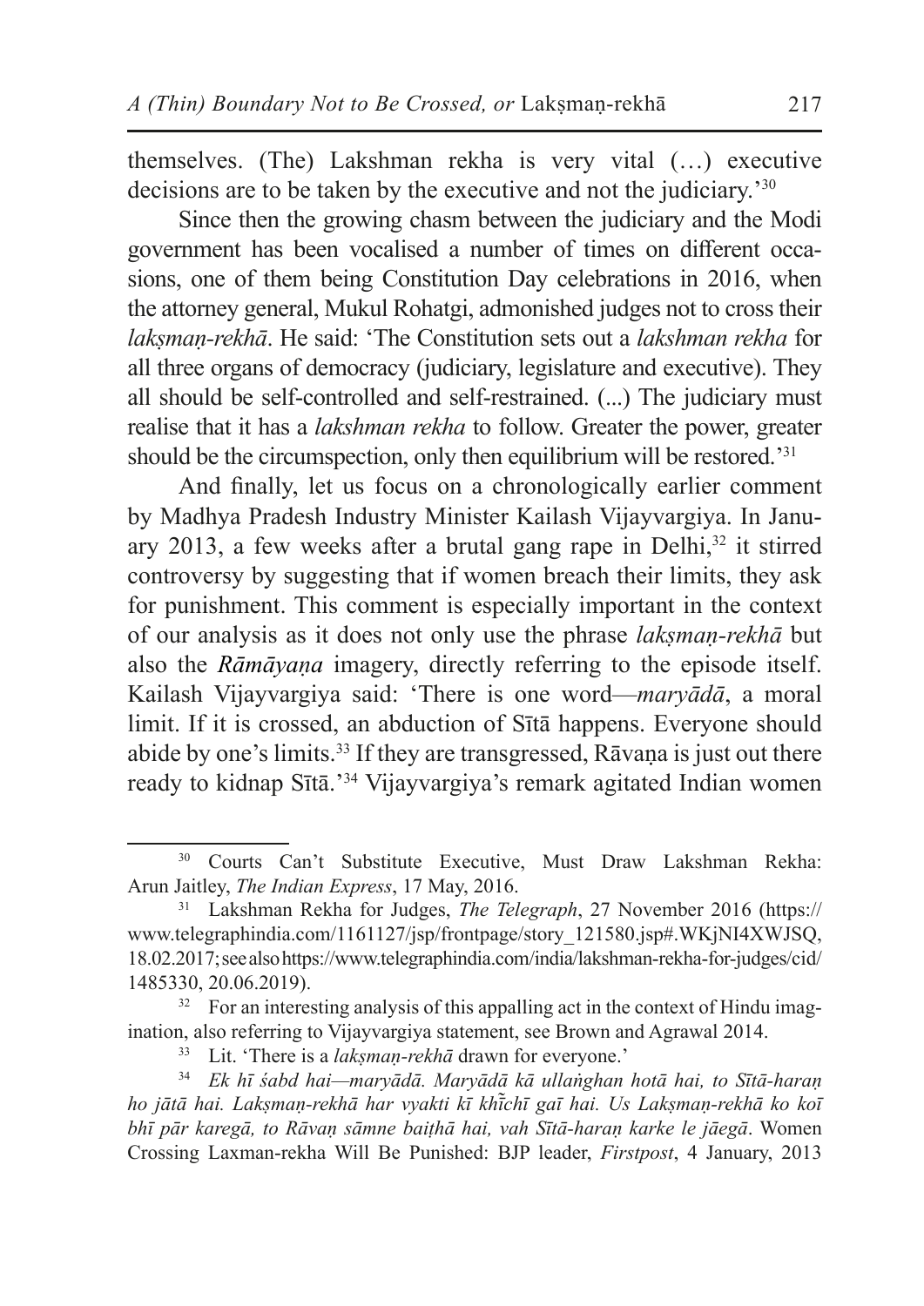themselves. (The) Lakshman rekha is very vital (…) executive decisions are to be taken by the executive and not the judiciary.'[30]

Since then the growing chasm between the judiciary and the Modi government has been vocalised a number of times on different occasions, one of them being Constitution Day celebrations in 2016, when the attorney general, Mukul Rohatgi, admonished judges not to cross their *lakṣmaṇ-rekhā*. He said: 'The Constitution sets out a *lakshman rekha* for all three organs of democracy (judiciary, legislature and executive). They all should be self-controlled and self-restrained. (...) The judiciary must realise that it has a *lakshman rekha* to follow. Greater the power, greater should be the circumspection, only then equilibrium will be restored.'[31]

And finally, let us focus on a chronologically earlier comment by Madhya Pradesh Industry Minister Kailash Vijayvargiya. In January 2013, a few weeks after a brutal gang rape in Delhi,[32] it stirred controversy by suggesting that if women breach their limits, they ask for punishment. This comment is especially important in the context of our analysis as it does not only use the phrase *lakṣmaṇ-rekhā* but also the *Rāmāyaṇa* imagery, directly referring to the episode itself. Kailash Vijayvargiya said: 'There is one word—*maryādā*, a moral limit. If it is crossed, an abduction of Sītā happens. Everyone should abide by one's limits.[33] If they are transgressed, Rāvaṇa is just out there ready to kidnap Sītā.'[34] Vijayvargiya's remark agitated Indian women

---

[30] Courts Can't Substitute Executive, Must Draw Lakshman Rekha: Arun Jaitley, *The Indian Express*, 17 May, 2016.

[31] Lakshman Rekha for Judges, *The Telegraph*, 27 November 2016 (https://www.telegraphindia.com/1161127/jsp/frontpage/story_121580.jsp#.WKjNI4XWJSQ, 18.02.2017; see also https://www.telegraphindia.com/india/lakshman-rekha-for-judges/cid/1485330, 20.06.2019).

[32] For an interesting analysis of this appalling act in the context of Hindu imagination, also referring to Vijayvargiya statement, see Brown and Agrawal 2014.

[33] Lit. 'There is a *lakṣmaṇ-rekhā* drawn for everyone.'

[34] *Ek hī śabd hai—maryādā. Maryādā kā ullaṅghan hotā hai, to Sītā-haraṇ ho jātā hai. Lakṣmaṇ-rekhā har vyakti kī khĩ̄chī gaī hai. Us Lakṣmaṇ-rekhā ko koī bhī pār karegā, to Rāvaṇ sāmne baiṭhā hai, vah Sītā-haraṇ karke le jāegā*. Women Crossing Laxman-rekha Will Be Punished: BJP leader, *Firstpost*, 4 January, 2013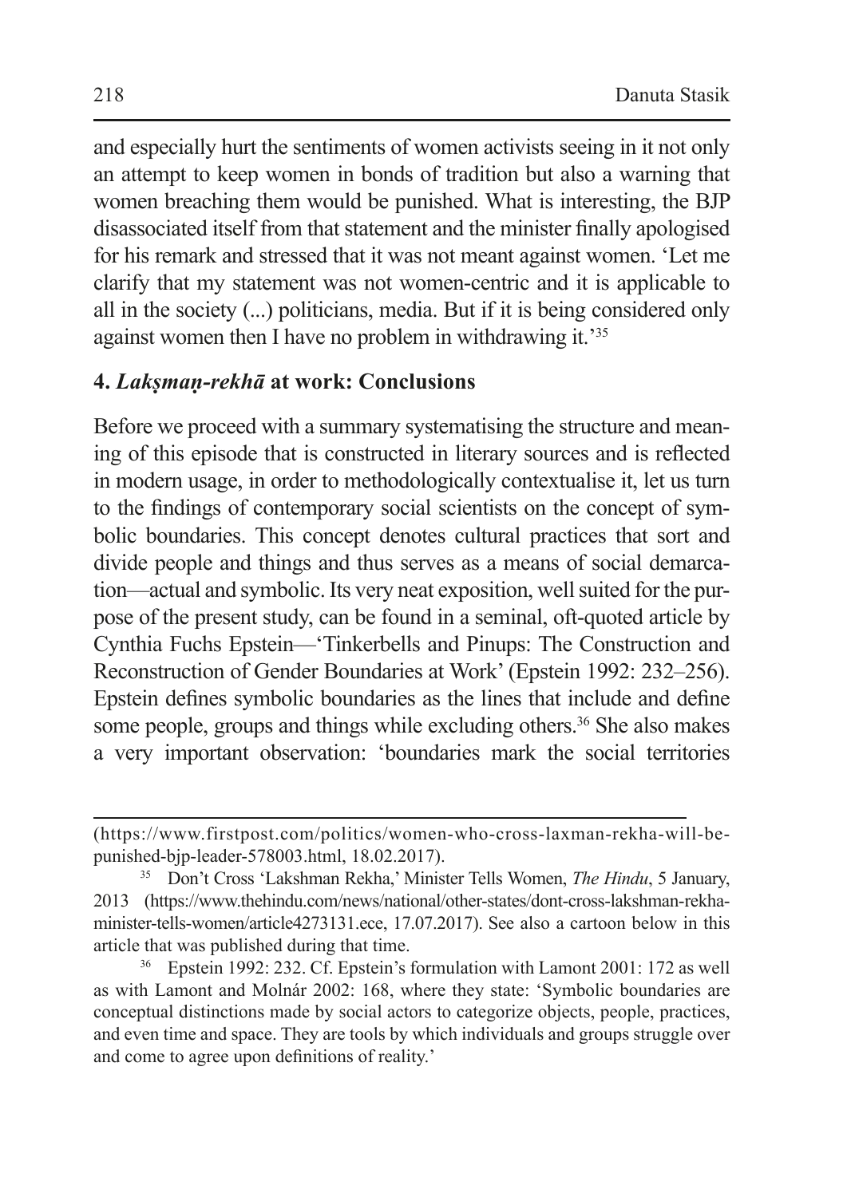and especially hurt the sentiments of women activists seeing in it not only an attempt to keep women in bonds of tradition but also a warning that women breaching them would be punished. What is interesting, the BJP disassociated itself from that statement and the minister finally apologised for his remark and stressed that it was not meant against women. 'Let me clarify that my statement was not women-centric and it is applicable to all in the society (...) politicians, media. But if it is being considered only against women then I have no problem in withdrawing it.'[35]

## 4. *Lakṣmaṇ-rekhā* at work: Conclusions

Before we proceed with a summary systematising the structure and meaning of this episode that is constructed in literary sources and is reflected in modern usage, in order to methodologically contextualise it, let us turn to the findings of contemporary social scientists on the concept of symbolic boundaries. This concept denotes cultural practices that sort and divide people and things and thus serves as a means of social demarcation—actual and symbolic. Its very neat exposition, well suited for the purpose of the present study, can be found in a seminal, oft-quoted article by Cynthia Fuchs Epstein—'Tinkerbells and Pinups: The Construction and Reconstruction of Gender Boundaries at Work' (Epstein 1992: 232–256). Epstein defines symbolic boundaries as the lines that include and define some people, groups and things while excluding others.[36] She also makes a very important observation: 'boundaries mark the social territories

---

(https://www.firstpost.com/politics/women-who-cross-laxman-rekha-will-be-punished-bjp-leader-578003.html, 18.02.2017).

[35] Don't Cross 'Lakshman Rekha,' Minister Tells Women, *The Hindu*, 5 January, 2013 (https://www.thehindu.com/news/national/other-states/dont-cross-lakshman-rekha-minister-tells-women/article4273131.ece, 17.07.2017). See also a cartoon below in this article that was published during that time.

[36] Epstein 1992: 232. Cf. Epstein's formulation with Lamont 2001: 172 as well as with Lamont and Molnár 2002: 168, where they state: 'Symbolic boundaries are conceptual distinctions made by social actors to categorize objects, people, practices, and even time and space. They are tools by which individuals and groups struggle over and come to agree upon definitions of reality.'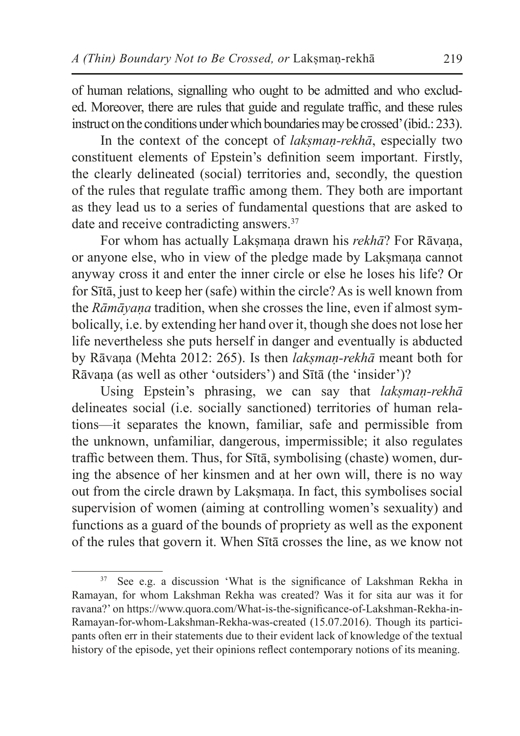of human relations, signalling who ought to be admitted and who excluded. Moreover, there are rules that guide and regulate traffic, and these rules instruct on the conditions under which boundaries may be crossed' (ibid.: 233).

In the context of the concept of *lakṣmaṇ-rekhā*, especially two constituent elements of Epstein's definition seem important. Firstly, the clearly delineated (social) territories and, secondly, the question of the rules that regulate traffic among them. They both are important as they lead us to a series of fundamental questions that are asked to date and receive contradicting answers.[37]

For whom has actually Lakṣmaṇa drawn his *rekhā*? For Rāvaṇa, or anyone else, who in view of the pledge made by Lakṣmaṇa cannot anyway cross it and enter the inner circle or else he loses his life? Or for Sītā, just to keep her (safe) within the circle? As is well known from the *Rāmāyaṇa* tradition, when she crosses the line, even if almost symbolically, i.e. by extending her hand over it, though she does not lose her life nevertheless she puts herself in danger and eventually is abducted by Rāvaṇa (Mehta 2012: 265). Is then *lakṣmaṇ-rekhā* meant both for Rāvaṇa (as well as other 'outsiders') and Sītā (the 'insider')?

Using Epstein's phrasing, we can say that *lakṣmaṇ-rekhā* delineates social (i.e. socially sanctioned) territories of human relations—it separates the known, familiar, safe and permissible from the unknown, unfamiliar, dangerous, impermissible; it also regulates traffic between them. Thus, for Sītā, symbolising (chaste) women, during the absence of her kinsmen and at her own will, there is no way out from the circle drawn by Lakṣmaṇa. In fact, this symbolises social supervision of women (aiming at controlling women's sexuality) and functions as a guard of the bounds of propriety as well as the exponent of the rules that govern it. When Sītā crosses the line, as we know not

---

[37] See e.g. a discussion 'What is the significance of Lakshman Rekha in Ramayan, for whom Lakshman Rekha was created? Was it for sita aur was it for ravana?' on https://www.quora.com/What-is-the-significance-of-Lakshman-Rekha-in-Ramayan-for-whom-Lakshman-Rekha-was-created (15.07.2016). Though its participants often err in their statements due to their evident lack of knowledge of the textual history of the episode, yet their opinions reflect contemporary notions of its meaning.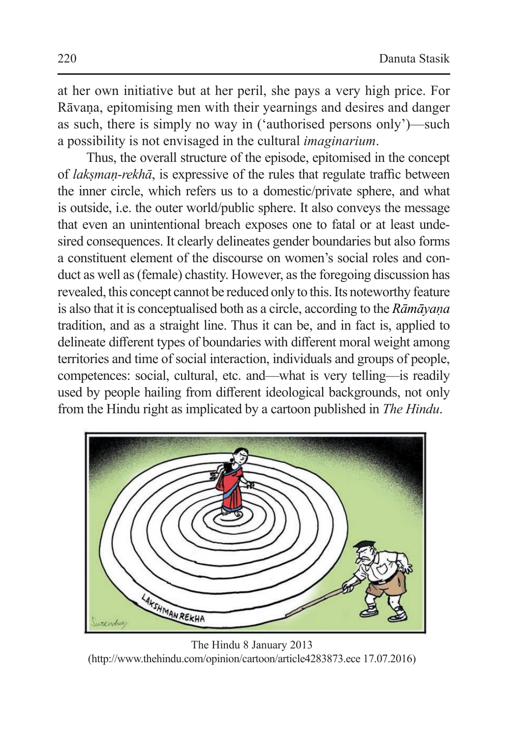at her own initiative but at her peril, she pays a very high price. For Rāvaṇa, epitomising men with their yearnings and desires and danger as such, there is simply no way in ('authorised persons only')—such a possibility is not envisaged in the cultural *imaginarium*.

Thus, the overall structure of the episode, epitomised in the concept of *lakṣmaṇ-rekhā*, is expressive of the rules that regulate traffic between the inner circle, which refers us to a domestic/private sphere, and what is outside, i.e. the outer world/public sphere. It also conveys the message that even an unintentional breach exposes one to fatal or at least undesired consequences. It clearly delineates gender boundaries but also forms a constituent element of the discourse on women's social roles and conduct as well as (female) chastity. However, as the foregoing discussion has revealed, this concept cannot be reduced only to this. Its noteworthy feature is also that it is conceptualised both as a circle, according to the *Rāmāyaṇa* tradition, and as a straight line. Thus it can be, and in fact is, applied to delineate different types of boundaries with different moral weight among territories and time of social interaction, individuals and groups of people, competences: social, cultural, etc. and—what is very telling—is readily used by people hailing from different ideological backgrounds, not only from the Hindu right as implicated by a cartoon published in *The Hindu*.

The Hindu 8 January 2013
(http://www.thehindu.com/opinion/cartoon/article4283873.ece 17.07.2016)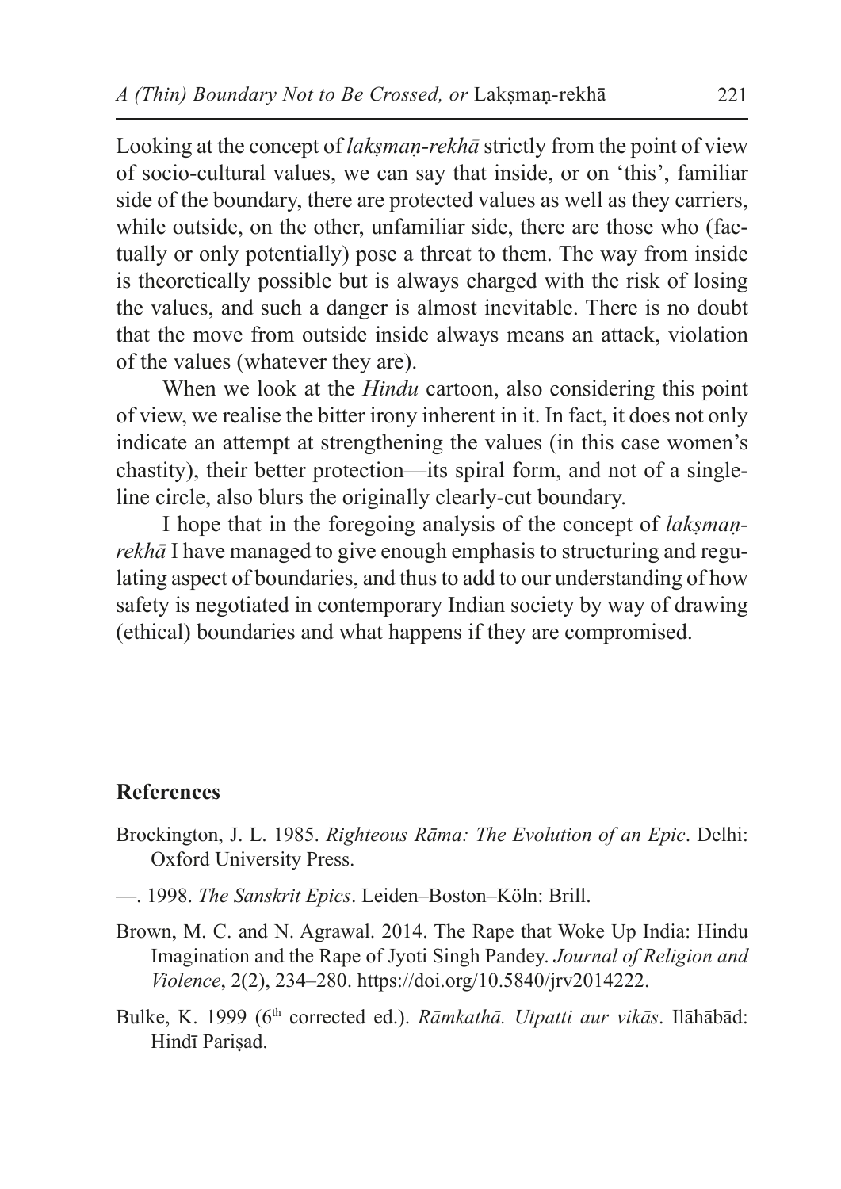Looking at the concept of *lakṣmaṇ-rekhā* strictly from the point of view of socio-cultural values, we can say that inside, or on 'this', familiar side of the boundary, there are protected values as well as they carriers, while outside, on the other, unfamiliar side, there are those who (factually or only potentially) pose a threat to them. The way from inside is theoretically possible but is always charged with the risk of losing the values, and such a danger is almost inevitable. There is no doubt that the move from outside inside always means an attack, violation of the values (whatever they are).

When we look at the *Hindu* cartoon, also considering this point of view, we realise the bitter irony inherent in it. In fact, it does not only indicate an attempt at strengthening the values (in this case women's chastity), their better protection—its spiral form, and not of a single-line circle, also blurs the originally clearly-cut boundary.

I hope that in the foregoing analysis of the concept of *lakṣmaṇ-rekhā* I have managed to give enough emphasis to structuring and regulating aspect of boundaries, and thus to add to our understanding of how safety is negotiated in contemporary Indian society by way of drawing (ethical) boundaries and what happens if they are compromised.

## References

Brockington, J. L. 1985. *Righteous Rāma: The Evolution of an Epic*. Delhi: Oxford University Press.

—. 1998. *The Sanskrit Epics*. Leiden–Boston–Köln: Brill.

Brown, M. C. and N. Agrawal. 2014. The Rape that Woke Up India: Hindu Imagination and the Rape of Jyoti Singh Pandey. *Journal of Religion and Violence*, 2(2), 234–280. https://doi.org/10.5840/jrv2014222.

Bulke, K. 1999 (6th corrected ed.). *Rāmkathā. Utpatti aur vikās*. Ilāhābād: Hindī Pariṣad.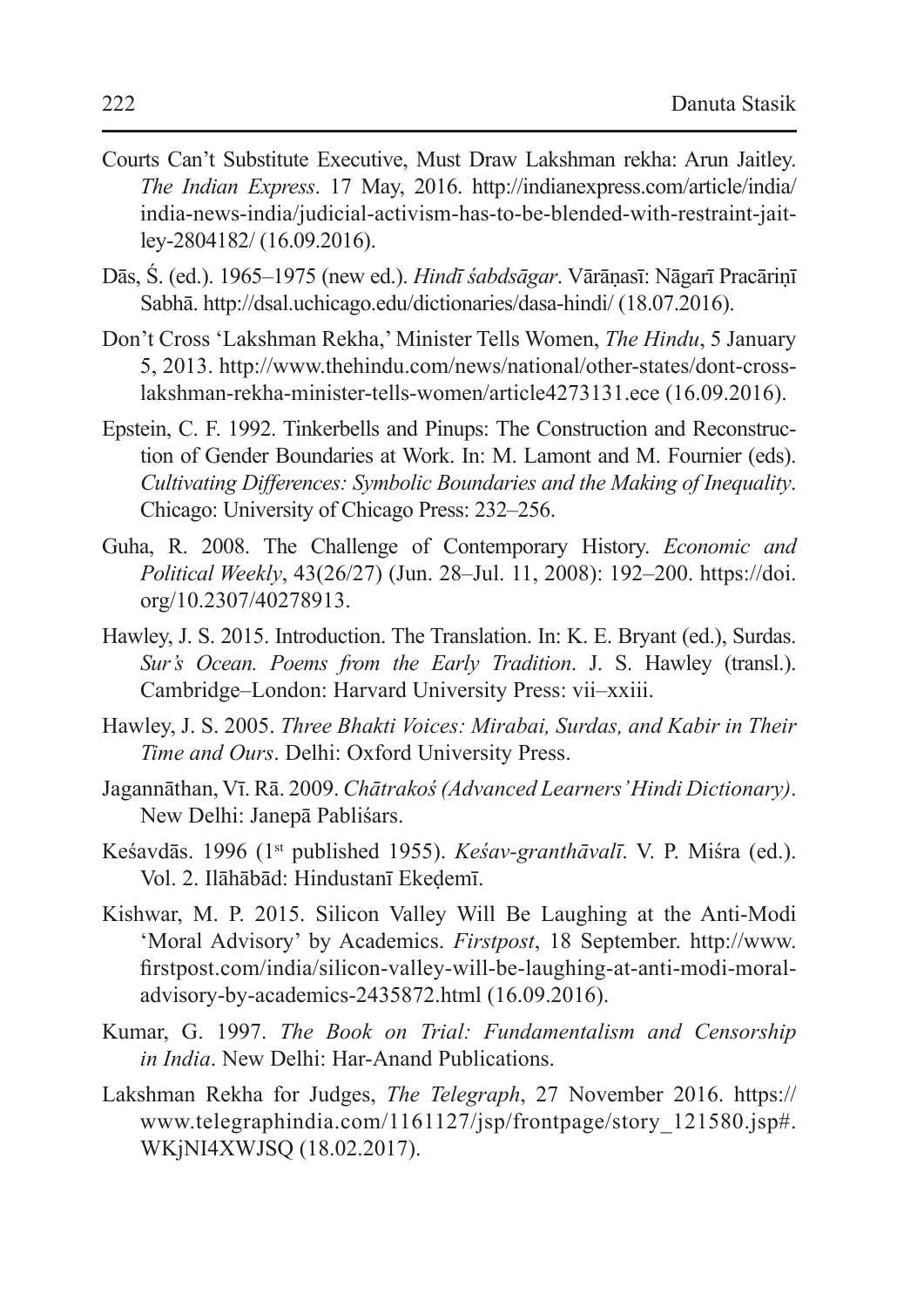Courts Can't Substitute Executive, Must Draw Lakshman rekha: Arun Jaitley. *The Indian Express*. 17 May, 2016. http://indianexpress.com/article/india/india-news-india/judicial-activism-has-to-be-blended-with-restraint-jaitley-2804182/ (16.09.2016).

Dās, Ś. (ed.). 1965–1975 (new ed.). *Hindī śabdsāgar*. Vārāṇasī: Nāgarī Pracāriṇī Sabhā. http://dsal.uchicago.edu/dictionaries/dasa-hindi/ (18.07.2016).

Don't Cross 'Lakshman Rekha,' Minister Tells Women, *The Hindu*, 5 January 5, 2013. http://www.thehindu.com/news/national/other-states/dont-cross-lakshman-rekha-minister-tells-women/article4273131.ece (16.09.2016).

Epstein, C. F. 1992. Tinkerbells and Pinups: The Construction and Reconstruction of Gender Boundaries at Work. In: M. Lamont and M. Fournier (eds). *Cultivating Differences: Symbolic Boundaries and the Making of Inequality*. Chicago: University of Chicago Press: 232–256.

Guha, R. 2008. The Challenge of Contemporary History. *Economic and Political Weekly*, 43(26/27) (Jun. 28–Jul. 11, 2008): 192–200. https://doi.org/10.2307/40278913.

Hawley, J. S. 2015. Introduction. The Translation. In: K. E. Bryant (ed.), Surdas. *Sur's Ocean. Poems from the Early Tradition*. J. S. Hawley (transl.). Cambridge–London: Harvard University Press: vii–xxiii.

Hawley, J. S. 2005. *Three Bhakti Voices: Mirabai, Surdas, and Kabir in Their Time and Ours*. Delhi: Oxford University Press.

Jagannāthan, Vī. Rā. 2009. *Chātrakoś (Advanced Learners' Hindi Dictionary)*. New Delhi: Janepā Pabliśars.

Keśavdās. 1996 (1st published 1955). *Keśav-granthāvalī*. V. P. Miśra (ed.). Vol. 2. Ilāhābād: Hindustanī Ekeḍemī.

Kishwar, M. P. 2015. Silicon Valley Will Be Laughing at the Anti-Modi 'Moral Advisory' by Academics. *Firstpost*, 18 September. http://www.firstpost.com/india/silicon-valley-will-be-laughing-at-anti-modi-moral-advisory-by-academics-2435872.html (16.09.2016).

Kumar, G. 1997. *The Book on Trial: Fundamentalism and Censorship in India*. New Delhi: Har-Anand Publications.

Lakshman Rekha for Judges, *The Telegraph*, 27 November 2016. https://www.telegraphindia.com/1161127/jsp/frontpage/story_121580.jsp#.WKjNI4XWJSQ (18.02.2017).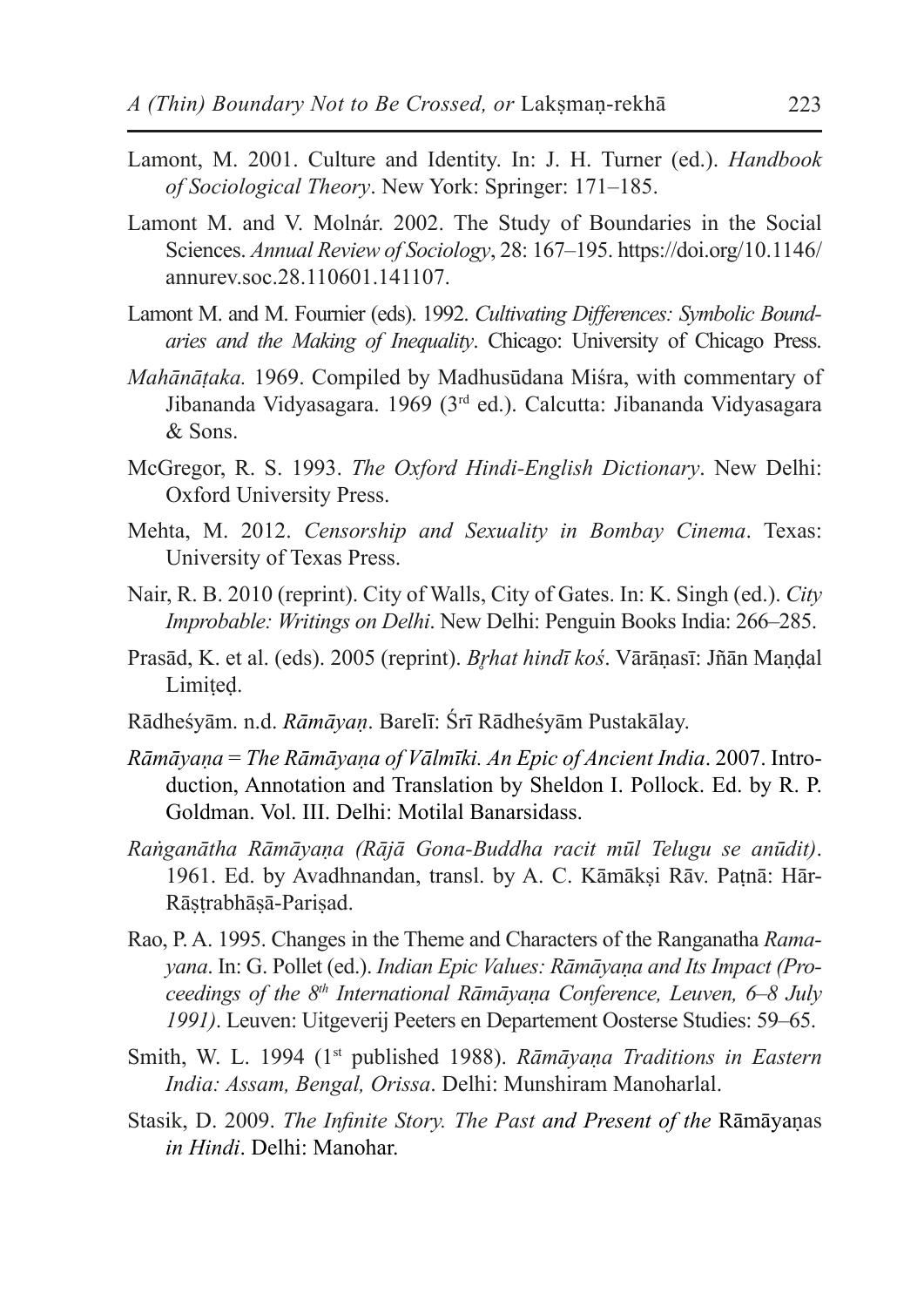Lamont, M. 2001. Culture and Identity. In: J. H. Turner (ed.). *Handbook of Sociological Theory*. New York: Springer: 171–185.

Lamont M. and V. Molnár. 2002. The Study of Boundaries in the Social Sciences. *Annual Review of Sociology*, 28: 167–195. https://doi.org/10.1146/annurev.soc.28.110601.141107.

Lamont M. and M. Fournier (eds). 1992. *Cultivating Differences: Symbolic Boundaries and the Making of Inequality*. Chicago: University of Chicago Press.

*Mahānāṭaka.* 1969. Compiled by Madhusūdana Miśra, with commentary of Jibananda Vidyasagara. 1969 (3rd ed.). Calcutta: Jibananda Vidyasagara & Sons.

McGregor, R. S. 1993. *The Oxford Hindi-English Dictionary*. New Delhi: Oxford University Press.

Mehta, M. 2012. *Censorship and Sexuality in Bombay Cinema*. Texas: University of Texas Press.

Nair, R. B. 2010 (reprint). City of Walls, City of Gates. In: K. Singh (ed.). *City Improbable: Writings on Delhi*. New Delhi: Penguin Books India: 266–285.

Prasād, K. et al. (eds). 2005 (reprint). *Bṛhat hindī koś*. Vārāṇasī: Jñān Maṇḍal Limiṭeḍ.

Rādheśyām. n.d. *Rāmāyaṇ*. Barelī: Śrī Rādheśyām Pustakālay.

*Rāmāyaṇa* = *The Rāmāyaṇa of Vālmīki. An Epic of Ancient India*. 2007. Introduction, Annotation and Translation by Sheldon I. Pollock. Ed. by R. P. Goldman. Vol. III. Delhi: Motilal Banarsidass.

*Raṅganātha Rāmāyaṇa (Rājā Gona-Buddha racit mūl Telugu se anūdit)*. 1961. Ed. by Avadhnandan, transl. by A. C. Kāmākṣi Rāv. Paṭnā: Hār-Rāṣṭrabhāṣā-Pariṣad.

Rao, P. A. 1995. Changes in the Theme and Characters of the Ranganatha *Ramayana*. In: G. Pollet (ed.). *Indian Epic Values: Rāmāyaṇa and Its Impact (Proceedings of the 8th International Rāmāyaṇa Conference, Leuven, 6–8 July 1991)*. Leuven: Uitgeverij Peeters en Departement Oosterse Studies: 59–65.

Smith, W. L. 1994 (1st published 1988). *Rāmāyaṇa Traditions in Eastern India: Assam, Bengal, Orissa*. Delhi: Munshiram Manoharlal.

Stasik, D. 2009. *The Infinite Story. The Past and Present of the* Rāmāyaṇas *in Hindi*. Delhi: Manohar.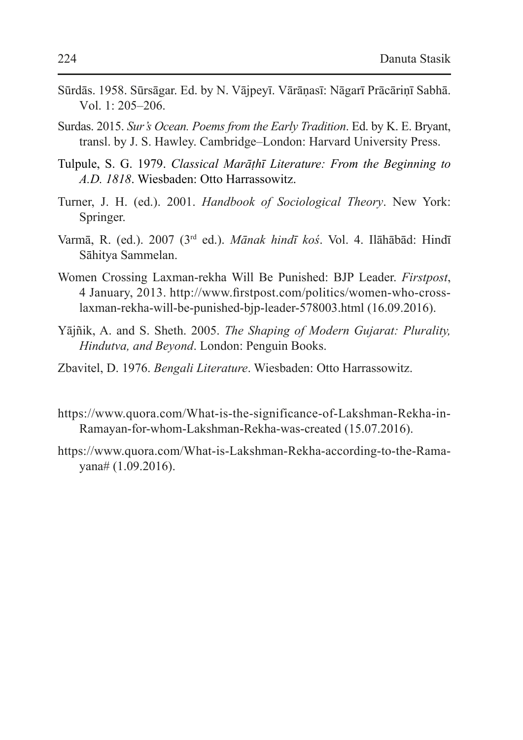Sūrdās. 1958. Sūrsāgar. Ed. by N. Vājpeyī. Vārāṇasī: Nāgarī Prācāriṇī Sabhā. Vol. 1: 205–206.

Surdas. 2015. *Sur's Ocean. Poems from the Early Tradition*. Ed. by K. E. Bryant, transl. by J. S. Hawley. Cambridge–London: Harvard University Press.

Tulpule, S. G. 1979. *Classical Marāṭhī Literature: From the Beginning to A.D. 1818*. Wiesbaden: Otto Harrassowitz.

Turner, J. H. (ed.). 2001. *Handbook of Sociological Theory*. New York: Springer.

Varmā, R. (ed.). 2007 (3rd ed.). *Mānak hindī koś*. Vol. 4. Ilāhābād: Hindī Sāhitya Sammelan.

Women Crossing Laxman-rekha Will Be Punished: BJP Leader. *Firstpost*, 4 January, 2013. http://www.firstpost.com/politics/women-who-cross-laxman-rekha-will-be-punished-bjp-leader-578003.html (16.09.2016).

Yājñik, A. and S. Sheth. 2005. *The Shaping of Modern Gujarat: Plurality, Hindutva, and Beyond*. London: Penguin Books.

Zbavitel, D. 1976. *Bengali Literature*. Wiesbaden: Otto Harrassowitz.

https://www.quora.com/What-is-the-significance-of-Lakshman-Rekha-in-Ramayan-for-whom-Lakshman-Rekha-was-created (15.07.2016).

https://www.quora.com/What-is-Lakshman-Rekha-according-to-the-Ramayana# (1.09.2016).